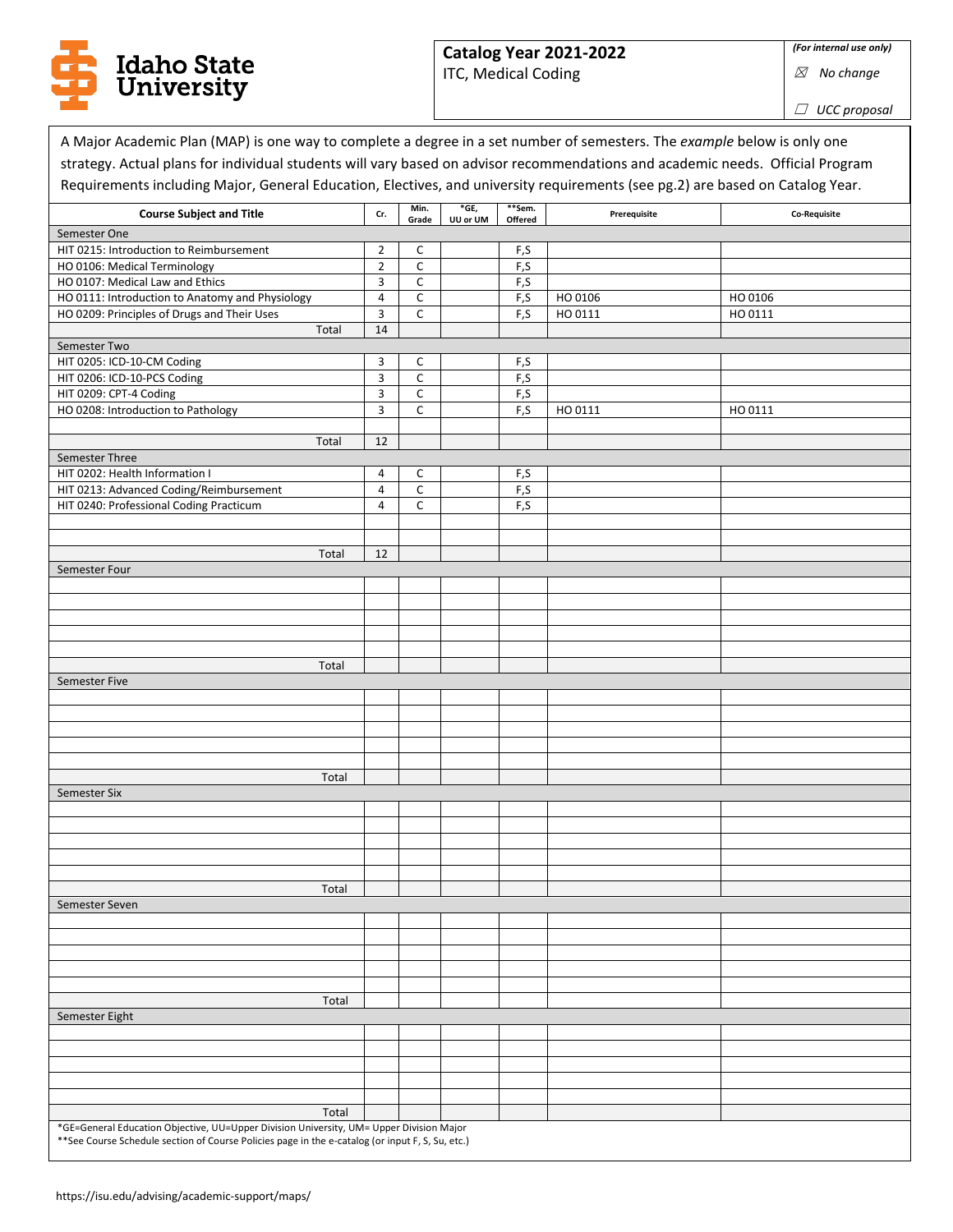**Idaho State University**

**Catalog Year 2021-2022**
ITC, Medical Coding

*(For internal use only)*
☒ *No change*
☐ *UCC proposal*

A Major Academic Plan (MAP) is one way to complete a degree in a set number of semesters. The *example* below is only one strategy. Actual plans for individual students will vary based on advisor recommendations and academic needs. Official Program Requirements including Major, General Education, Electives, and university requirements (see pg.2) are based on Catalog Year.

| Course Subject and Title | Cr. | Min. Grade | *GE, UU or UM | **Sem. Offered | Prerequisite | Co-Requisite |
|---|---|---|---|---|---|---|
| Semester One | | | | | | |
| HIT 0215: Introduction to Reimbursement | 2 | C | | F,S | | |
| HO 0106: Medical Terminology | 2 | C | | F,S | | |
| HO 0107: Medical Law and Ethics | 3 | C | | F,S | | |
| HO 0111: Introduction to Anatomy and Physiology | 4 | C | | F,S | HO 0106 | HO 0106 |
| HO 0209: Principles of Drugs and Their Uses | 3 | C | | F,S | HO 0111 | HO 0111 |
| Total | 14 | | | | | |
| Semester Two | | | | | | |
| HIT 0205: ICD-10-CM Coding | 3 | C | | F,S | | |
| HIT 0206: ICD-10-PCS Coding | 3 | C | | F,S | | |
| HIT 0209: CPT-4 Coding | 3 | C | | F,S | | |
| HO 0208: Introduction to Pathology | 3 | C | | F,S | HO 0111 | HO 0111 |
| Total | 12 | | | | | |
| Semester Three | | | | | | |
| HIT 0202: Health Information I | 4 | C | | F,S | | |
| HIT 0213: Advanced Coding/Reimbursement | 4 | C | | F,S | | |
| HIT 0240: Professional Coding Practicum | 4 | C | | F,S | | |
| Total | 12 | | | | | |
| Semester Four | | | | | | |
| Total | | | | | | |
| Semester Five | | | | | | |
| Total | | | | | | |
| Semester Six | | | | | | |
| Total | | | | | | |
| Semester Seven | | | | | | |
| Total | | | | | | |
| Semester Eight | | | | | | |
| Total | | | | | | |

*GE=General Education Objective, UU=Upper Division University, UM= Upper Division Major
**See Course Schedule section of Course Policies page in the e-catalog (or input F, S, Su, etc.)

https://isu.edu/advising/academic-support/maps/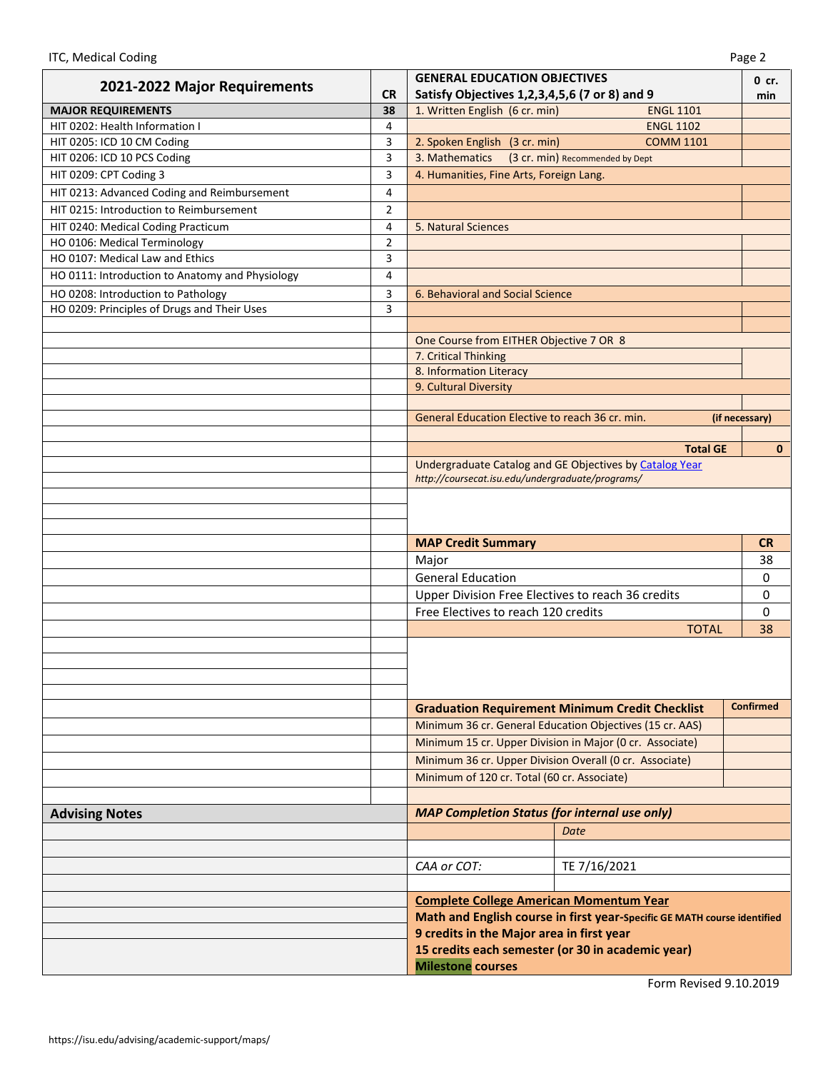## 2021-2022 Major Requirements

| MAJOR REQUIREMENTS | CR |
|---|---|
| **MAJOR REQUIREMENTS** | **38** |
| HIT 0202: Health Information I | 4 |
| HIT 0205: ICD 10 CM Coding | 3 |
| HIT 0206: ICD 10 PCS Coding | 3 |
| HIT 0209: CPT Coding 3 | 3 |
| HIT 0213: Advanced Coding and Reimbursement | 4 |
| HIT 0215: Introduction to Reimbursement | 2 |
| HIT 0240: Medical Coding Practicum | 4 |
| HO 0106: Medical Terminology | 2 |
| HO 0107: Medical Law and Ethics | 3 |
| HO 0111: Introduction to Anatomy and Physiology | 4 |
| HO 0208: Introduction to Pathology | 3 |
| HO 0209: Principles of Drugs and Their Uses | 3 |

## GENERAL EDUCATION OBJECTIVES

Satisfy Objectives 1,2,3,4,5,6 (7 or 8) and 9 — 0 cr. min

| Objective | Course | Credits |
|---|---|---|
| 1. Written English (6 cr. min) | ENGL 1101 | |
| | ENGL 1102 | |
| 2. Spoken English (3 cr. min) | COMM 1101 | |
| 3. Mathematics (3 cr. min) Recommended by Dept | | |
| 4. Humanities, Fine Arts, Foreign Lang. | | |
| 5. Natural Sciences | | |
| 6. Behavioral and Social Science | | |
| One Course from EITHER Objective 7 OR 8 | | |
| 7. Critical Thinking | | |
| 8. Information Literacy | | |
| 9. Cultural Diversity | | |
| General Education Elective to reach 36 cr. min. | (if necessary) | |
| **Total GE** | | **0** |

Undergraduate Catalog and GE Objectives by Catalog Year
*http://coursecat.isu.edu/undergraduate/programs/*

| MAP Credit Summary | CR |
|---|---|
| Major | 38 |
| General Education | 0 |
| Upper Division Free Electives to reach 36 credits | 0 |
| Free Electives to reach 120 credits | 0 |
| TOTAL | 38 |

| Graduation Requirement Minimum Credit Checklist | Confirmed |
|---|---|
| Minimum 36 cr. General Education Objectives (15 cr. AAS) | |
| Minimum 15 cr. Upper Division in Major (0 cr. Associate) | |
| Minimum 36 cr. Upper Division Overall (0 cr. Associate) | |
| Minimum of 120 cr. Total (60 cr. Associate) | |

## Advising Notes

| *MAP Completion Status (for internal use only)* | |
|---|---|
| | *Date* |
| *CAA or COT:* | TE 7/16/2021 |

**Complete College American Momentum Year**
**Math and English course in first year**-**Specific GE MATH course identified**
**9 credits in the Major area in first year**
**15 credits each semester (or 30 in academic year)**
**Milestone courses**

Form Revised 9.10.2019